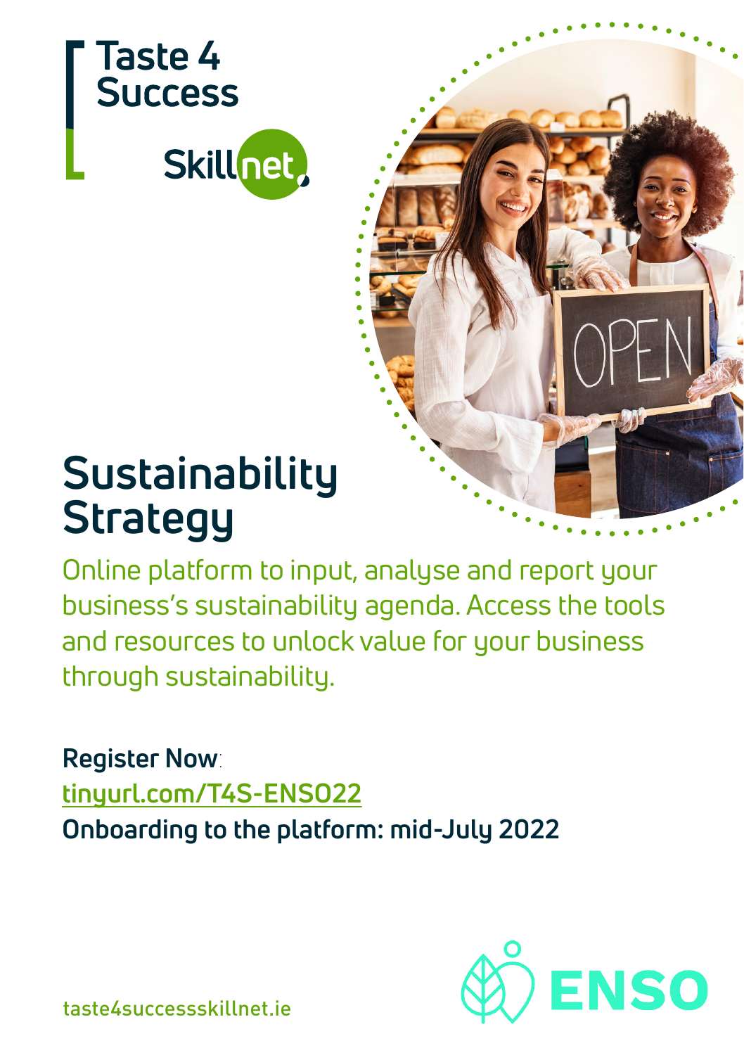Taste 4 Success

Skillnet

# Sustainability Strategy

Online platform to input, analyse and report your business's sustainability agenda. Access the tools and resources to unlock value for your business through sustainability.

**Register Now**:
tinyurl.com/T4S-ENSO22
**Onboarding to the platform: mid-July 2022**

ENSO

taste4successskillnet.ie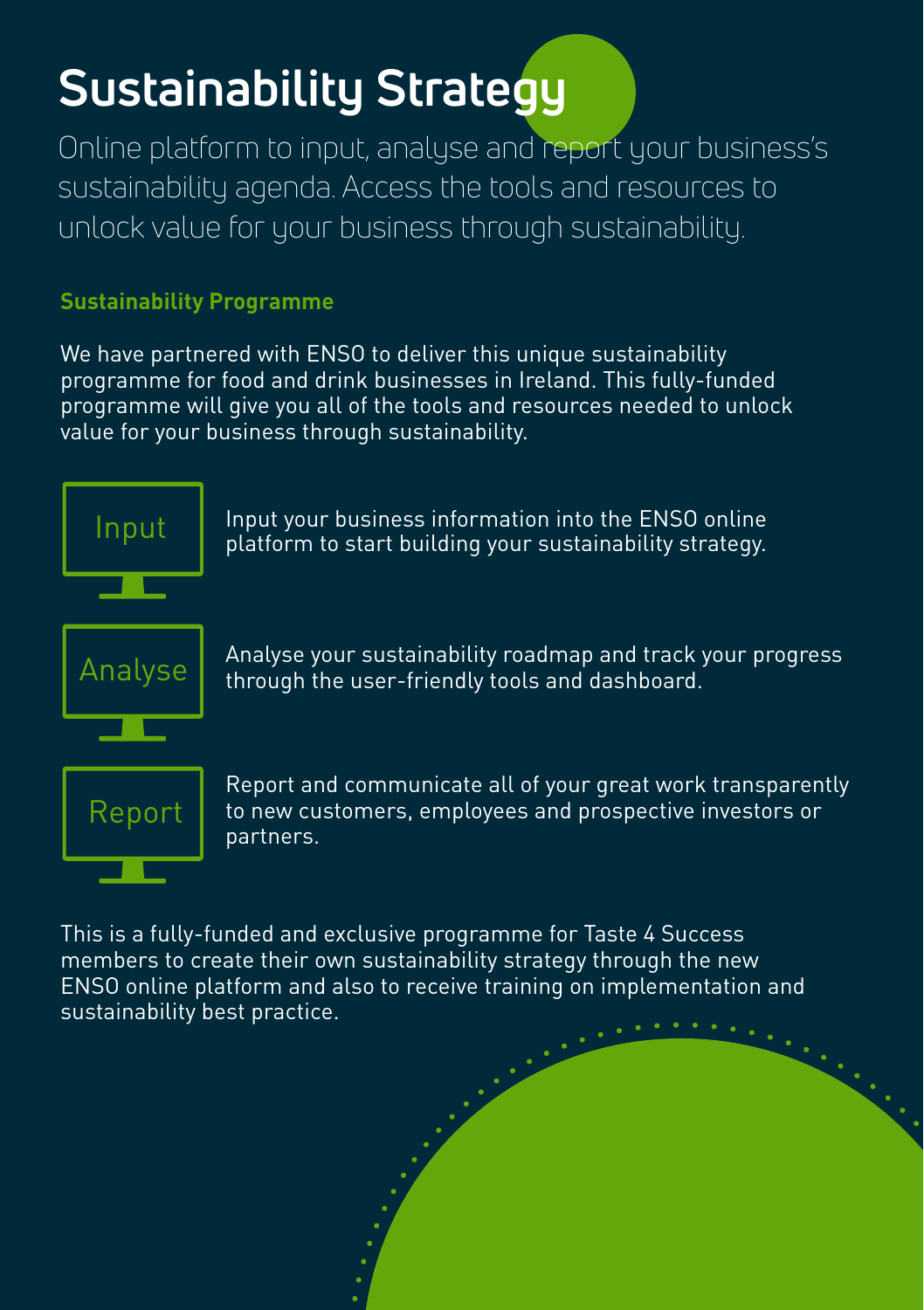# Sustainability Strategy

Online platform to input, analyse and report your business's sustainability agenda. Access the tools and resources to unlock value for your business through sustainability.

### Sustainability Programme

We have partnered with ENSO to deliver this unique sustainability programme for food and drink businesses in Ireland. This fully-funded programme will give you all of the tools and resources needed to unlock value for your business through sustainability.

**Input**

Input your business information into the ENSO online platform to start building your sustainability strategy.

**Analyse**

Analyse your sustainability roadmap and track your progress through the user-friendly tools and dashboard.

**Report**

Report and communicate all of your great work transparently to new customers, employees and prospective investors or partners.

This is a fully-funded and exclusive programme for Taste 4 Success members to create their own sustainability strategy through the new ENSO online platform and also to receive training on implementation and sustainability best practice.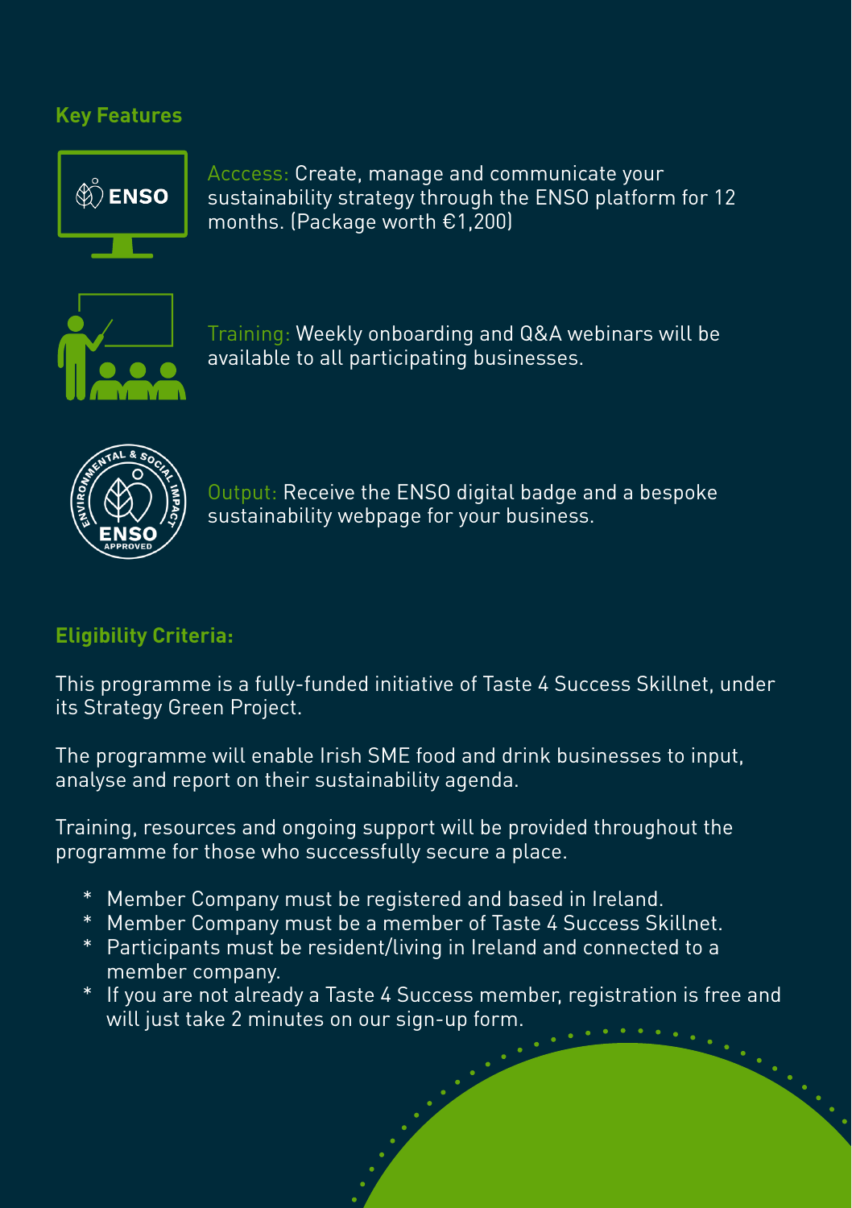## Key Features

**Acccess:** Create, manage and communicate your sustainability strategy through the ENSO platform for 12 months. (Package worth €1,200)

**Training:** Weekly onboarding and Q&A webinars will be available to all participating businesses.

**Output:** Receive the ENSO digital badge and a bespoke sustainability webpage for your business.

## Eligibility Criteria:

This programme is a fully-funded initiative of Taste 4 Success Skillnet, under its Strategy Green Project.

The programme will enable Irish SME food and drink businesses to input, analyse and report on their sustainability agenda.

Training, resources and ongoing support will be provided throughout the programme for those who successfully secure a place.

* Member Company must be registered and based in Ireland.
* Member Company must be a member of Taste 4 Success Skillnet.
* Participants must be resident/living in Ireland and connected to a member company.
* If you are not already a Taste 4 Success member, registration is free and will just take 2 minutes on our sign-up form.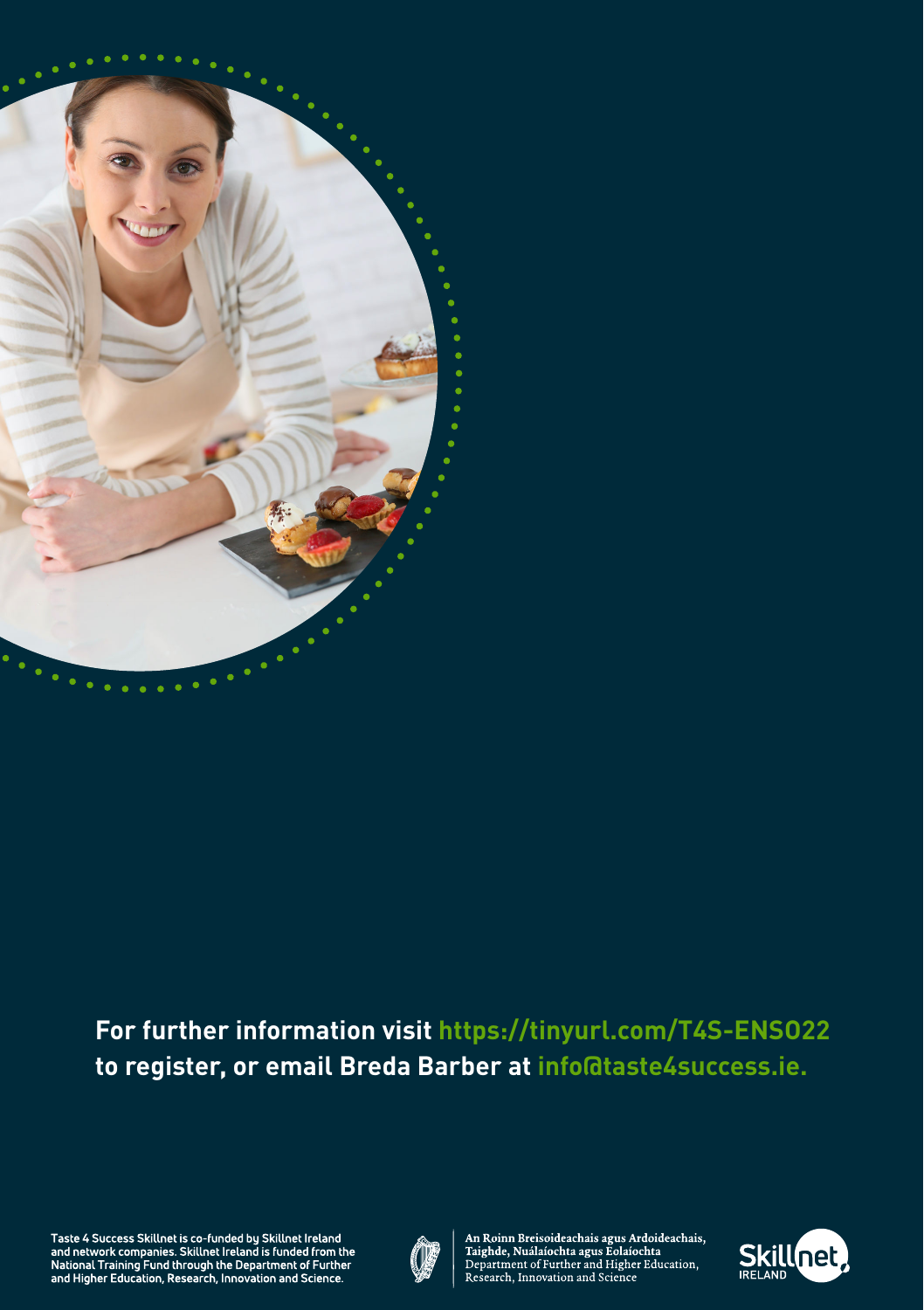**For further information visit https://tinyurl.com/T4S-ENS022 to register, or email Breda Barber at info@taste4success.ie.**

Taste 4 Success Skillnet is co-funded by Skillnet Ireland and network companies. Skillnet Ireland is funded from the National Training Fund through the Department of Further and Higher Education, Research, Innovation and Science.

An Roinn Breisoideachais agus Ardoideachais, Taighde, Nuálaíochta agus Eolaíochta
Department of Further and Higher Education, Research, Innovation and Science

Skillnet IRELAND